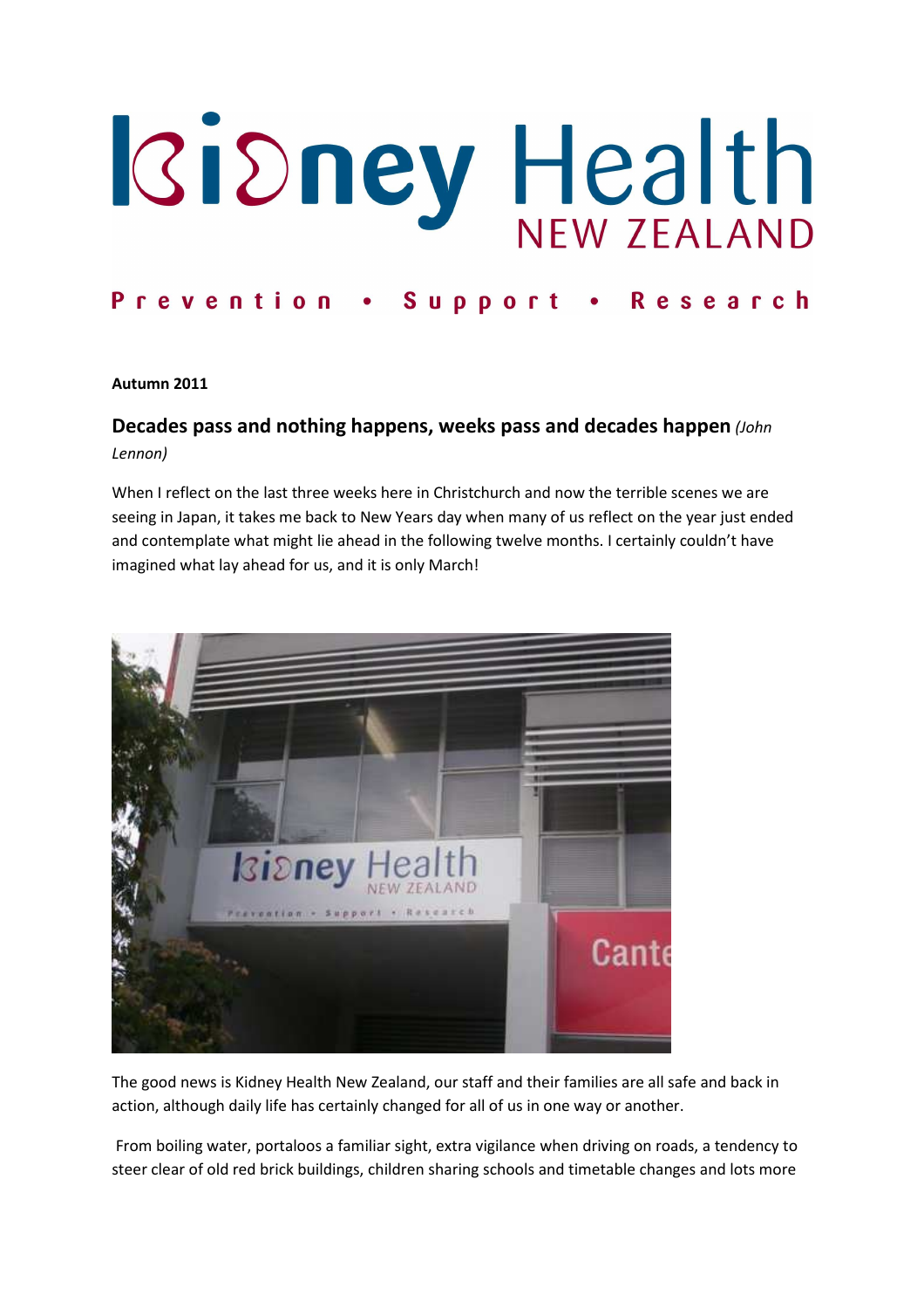# Kidney Health NEW ZEALAND

**Prevention • Support • Research**

**Autumn 2011**

## Decades pass and nothing happens, weeks pass and decades happen *(John Lennon)*

When I reflect on the last three weeks here in Christchurch and now the terrible scenes we are seeing in Japan, it takes me back to New Years day when many of us reflect on the year just ended and contemplate what might lie ahead in the following twelve months. I certainly couldn't have imagined what lay ahead for us, and it is only March!

The good news is Kidney Health New Zealand, our staff and their families are all safe and back in action, although daily life has certainly changed for all of us in one way or another.

From boiling water, portaloos a familiar sight, extra vigilance when driving on roads, a tendency to steer clear of old red brick buildings, children sharing schools and timetable changes and lots more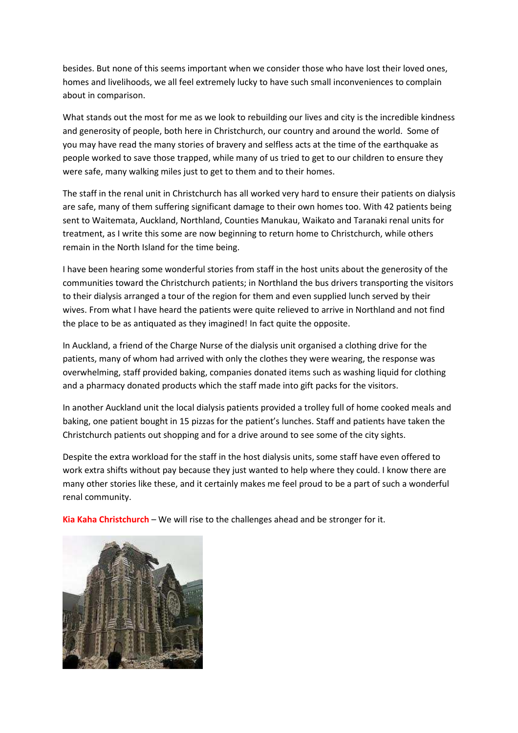besides. But none of this seems important when we consider those who have lost their loved ones, homes and livelihoods, we all feel extremely lucky to have such small inconveniences to complain about in comparison.

What stands out the most for me as we look to rebuilding our lives and city is the incredible kindness and generosity of people, both here in Christchurch, our country and around the world. Some of you may have read the many stories of bravery and selfless acts at the time of the earthquake as people worked to save those trapped, while many of us tried to get to our children to ensure they were safe, many walking miles just to get to them and to their homes.

The staff in the renal unit in Christchurch has all worked very hard to ensure their patients on dialysis are safe, many of them suffering significant damage to their own homes too. With 42 patients being sent to Waitemata, Auckland, Northland, Counties Manukau, Waikato and Taranaki renal units for treatment, as I write this some are now beginning to return home to Christchurch, while others remain in the North Island for the time being.

I have been hearing some wonderful stories from staff in the host units about the generosity of the communities toward the Christchurch patients; in Northland the bus drivers transporting the visitors to their dialysis arranged a tour of the region for them and even supplied lunch served by their wives. From what I have heard the patients were quite relieved to arrive in Northland and not find the place to be as antiquated as they imagined! In fact quite the opposite.

In Auckland, a friend of the Charge Nurse of the dialysis unit organised a clothing drive for the patients, many of whom had arrived with only the clothes they were wearing, the response was overwhelming, staff provided baking, companies donated items such as washing liquid for clothing and a pharmacy donated products which the staff made into gift packs for the visitors.

In another Auckland unit the local dialysis patients provided a trolley full of home cooked meals and baking, one patient bought in 15 pizzas for the patient's lunches. Staff and patients have taken the Christchurch patients out shopping and for a drive around to see some of the city sights.

Despite the extra workload for the staff in the host dialysis units, some staff have even offered to work extra shifts without pay because they just wanted to help where they could. I know there are many other stories like these, and it certainly makes me feel proud to be a part of such a wonderful renal community.

**Kia Kaha Christchurch** – We will rise to the challenges ahead and be stronger for it.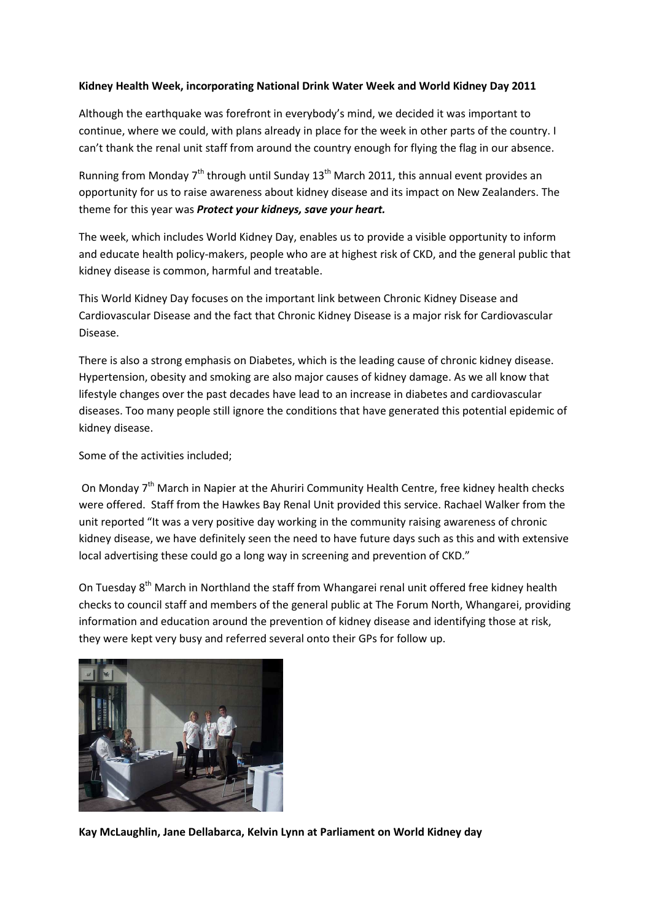**Kidney Health Week, incorporating National Drink Water Week and World Kidney Day 2011**

Although the earthquake was forefront in everybody's mind, we decided it was important to continue, where we could, with plans already in place for the week in other parts of the country. I can't thank the renal unit staff from around the country enough for flying the flag in our absence.

Running from Monday 7th through until Sunday 13th March 2011, this annual event provides an opportunity for us to raise awareness about kidney disease and its impact on New Zealanders. The theme for this year was ***Protect your kidneys, save your heart.***

The week, which includes World Kidney Day, enables us to provide a visible opportunity to inform and educate health policy-makers, people who are at highest risk of CKD, and the general public that kidney disease is common, harmful and treatable.

This World Kidney Day focuses on the important link between Chronic Kidney Disease and Cardiovascular Disease and the fact that Chronic Kidney Disease is a major risk for Cardiovascular Disease.

There is also a strong emphasis on Diabetes, which is the leading cause of chronic kidney disease. Hypertension, obesity and smoking are also major causes of kidney damage. As we all know that lifestyle changes over the past decades have lead to an increase in diabetes and cardiovascular diseases. Too many people still ignore the conditions that have generated this potential epidemic of kidney disease.

Some of the activities included;

On Monday 7th March in Napier at the Ahuriri Community Health Centre, free kidney health checks were offered. Staff from the Hawkes Bay Renal Unit provided this service. Rachael Walker from the unit reported "It was a very positive day working in the community raising awareness of chronic kidney disease, we have definitely seen the need to have future days such as this and with extensive local advertising these could go a long way in screening and prevention of CKD."

On Tuesday 8th March in Northland the staff from Whangarei renal unit offered free kidney health checks to council staff and members of the general public at The Forum North, Whangarei, providing information and education around the prevention of kidney disease and identifying those at risk, they were kept very busy and referred several onto their GPs for follow up.

**Kay McLaughlin, Jane Dellabarca, Kelvin Lynn at Parliament on World Kidney day**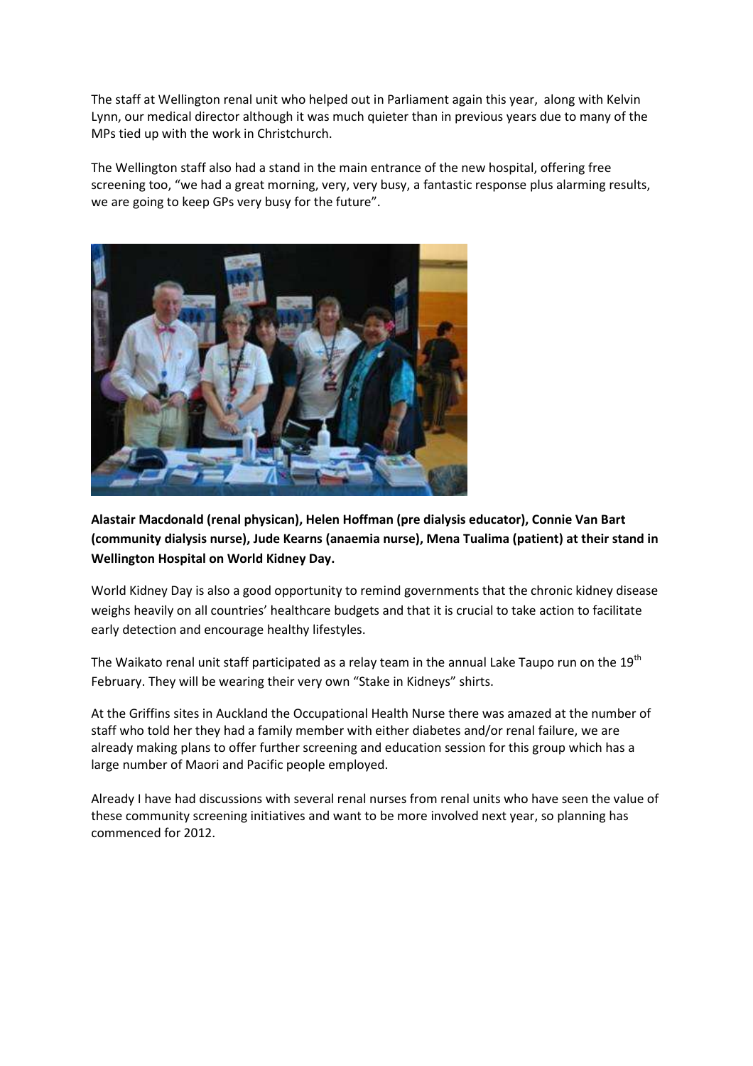The staff at Wellington renal unit who helped out in Parliament again this year, along with Kelvin Lynn, our medical director although it was much quieter than in previous years due to many of the MPs tied up with the work in Christchurch.

The Wellington staff also had a stand in the main entrance of the new hospital, offering free screening too, "we had a great morning, very, very busy, a fantastic response plus alarming results, we are going to keep GPs very busy for the future".

**Alastair Macdonald (renal physican), Helen Hoffman (pre dialysis educator), Connie Van Bart (community dialysis nurse), Jude Kearns (anaemia nurse), Mena Tualima (patient) at their stand in Wellington Hospital on World Kidney Day.**

World Kidney Day is also a good opportunity to remind governments that the chronic kidney disease weighs heavily on all countries' healthcare budgets and that it is crucial to take action to facilitate early detection and encourage healthy lifestyles.

The Waikato renal unit staff participated as a relay team in the annual Lake Taupo run on the 19th February. They will be wearing their very own "Stake in Kidneys" shirts.

At the Griffins sites in Auckland the Occupational Health Nurse there was amazed at the number of staff who told her they had a family member with either diabetes and/or renal failure, we are already making plans to offer further screening and education session for this group which has a large number of Maori and Pacific people employed.

Already I have had discussions with several renal nurses from renal units who have seen the value of these community screening initiatives and want to be more involved next year, so planning has commenced for 2012.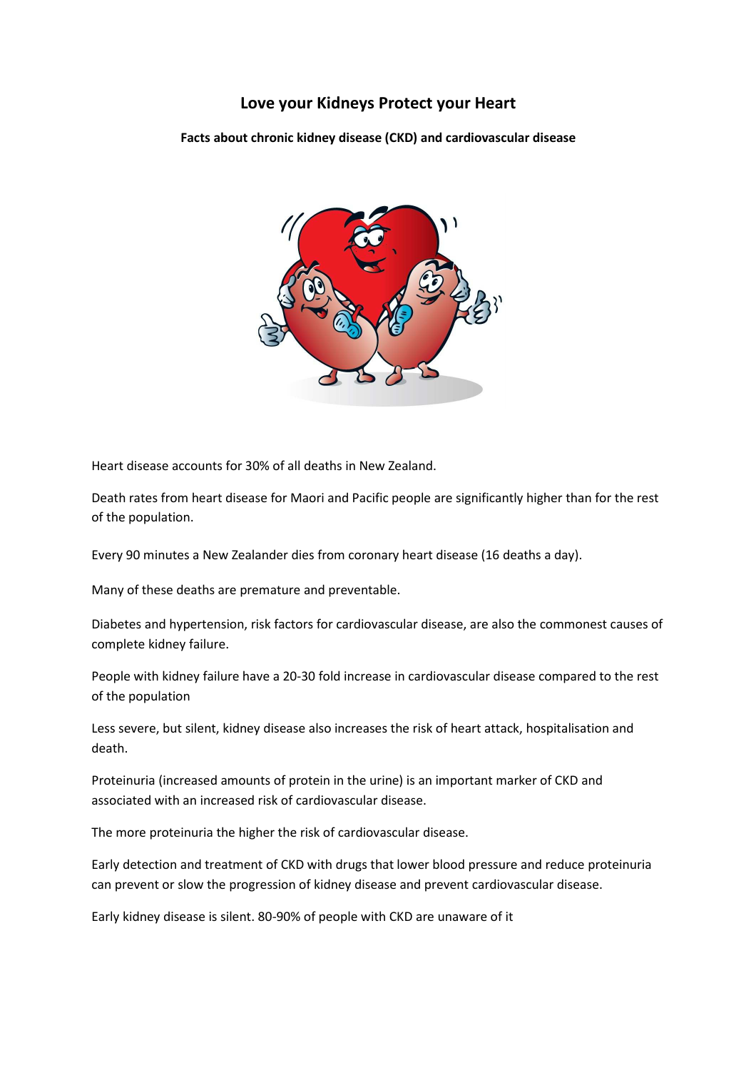# Love your Kidneys Protect your Heart

**Facts about chronic kidney disease (CKD) and cardiovascular disease**

Heart disease accounts for 30% of all deaths in New Zealand.

Death rates from heart disease for Maori and Pacific people are significantly higher than for the rest of the population.

Every 90 minutes a New Zealander dies from coronary heart disease (16 deaths a day).

Many of these deaths are premature and preventable.

Diabetes and hypertension, risk factors for cardiovascular disease, are also the commonest causes of complete kidney failure.

People with kidney failure have a 20-30 fold increase in cardiovascular disease compared to the rest of the population

Less severe, but silent, kidney disease also increases the risk of heart attack, hospitalisation and death.

Proteinuria (increased amounts of protein in the urine) is an important marker of CKD and associated with an increased risk of cardiovascular disease.

The more proteinuria the higher the risk of cardiovascular disease.

Early detection and treatment of CKD with drugs that lower blood pressure and reduce proteinuria can prevent or slow the progression of kidney disease and prevent cardiovascular disease.

Early kidney disease is silent. 80-90% of people with CKD are unaware of it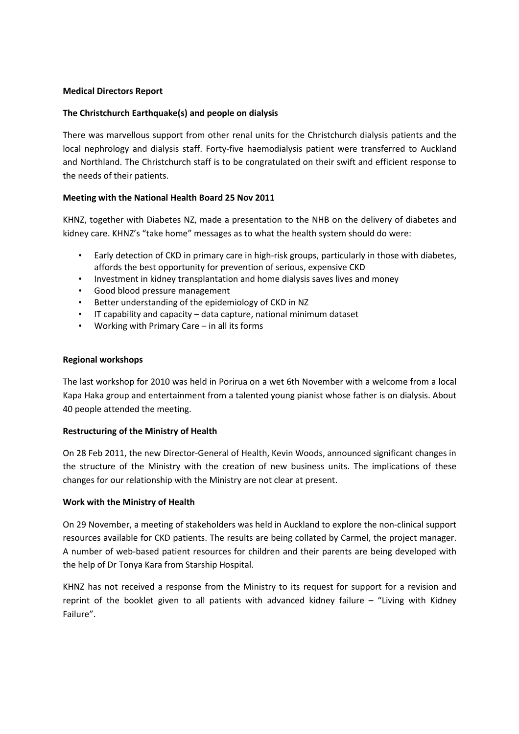**Medical Directors Report**

**The Christchurch Earthquake(s) and people on dialysis**

There was marvellous support from other renal units for the Christchurch dialysis patients and the local nephrology and dialysis staff. Forty-five haemodialysis patient were transferred to Auckland and Northland. The Christchurch staff is to be congratulated on their swift and efficient response to the needs of their patients.

**Meeting with the National Health Board 25 Nov 2011**

KHNZ, together with Diabetes NZ, made a presentation to the NHB on the delivery of diabetes and kidney care. KHNZ's "take home" messages as to what the health system should do were:

- Early detection of CKD in primary care in high-risk groups, particularly in those with diabetes, affords the best opportunity for prevention of serious, expensive CKD
- Investment in kidney transplantation and home dialysis saves lives and money
- Good blood pressure management
- Better understanding of the epidemiology of CKD in NZ
- IT capability and capacity – data capture, national minimum dataset
- Working with Primary Care – in all its forms

**Regional workshops**

The last workshop for 2010 was held in Porirua on a wet 6th November with a welcome from a local Kapa Haka group and entertainment from a talented young pianist whose father is on dialysis. About 40 people attended the meeting.

**Restructuring of the Ministry of Health**

On 28 Feb 2011, the new Director-General of Health, Kevin Woods, announced significant changes in the structure of the Ministry with the creation of new business units. The implications of these changes for our relationship with the Ministry are not clear at present.

**Work with the Ministry of Health**

On 29 November, a meeting of stakeholders was held in Auckland to explore the non-clinical support resources available for CKD patients. The results are being collated by Carmel, the project manager. A number of web-based patient resources for children and their parents are being developed with the help of Dr Tonya Kara from Starship Hospital.

KHNZ has not received a response from the Ministry to its request for support for a revision and reprint of the booklet given to all patients with advanced kidney failure – "Living with Kidney Failure".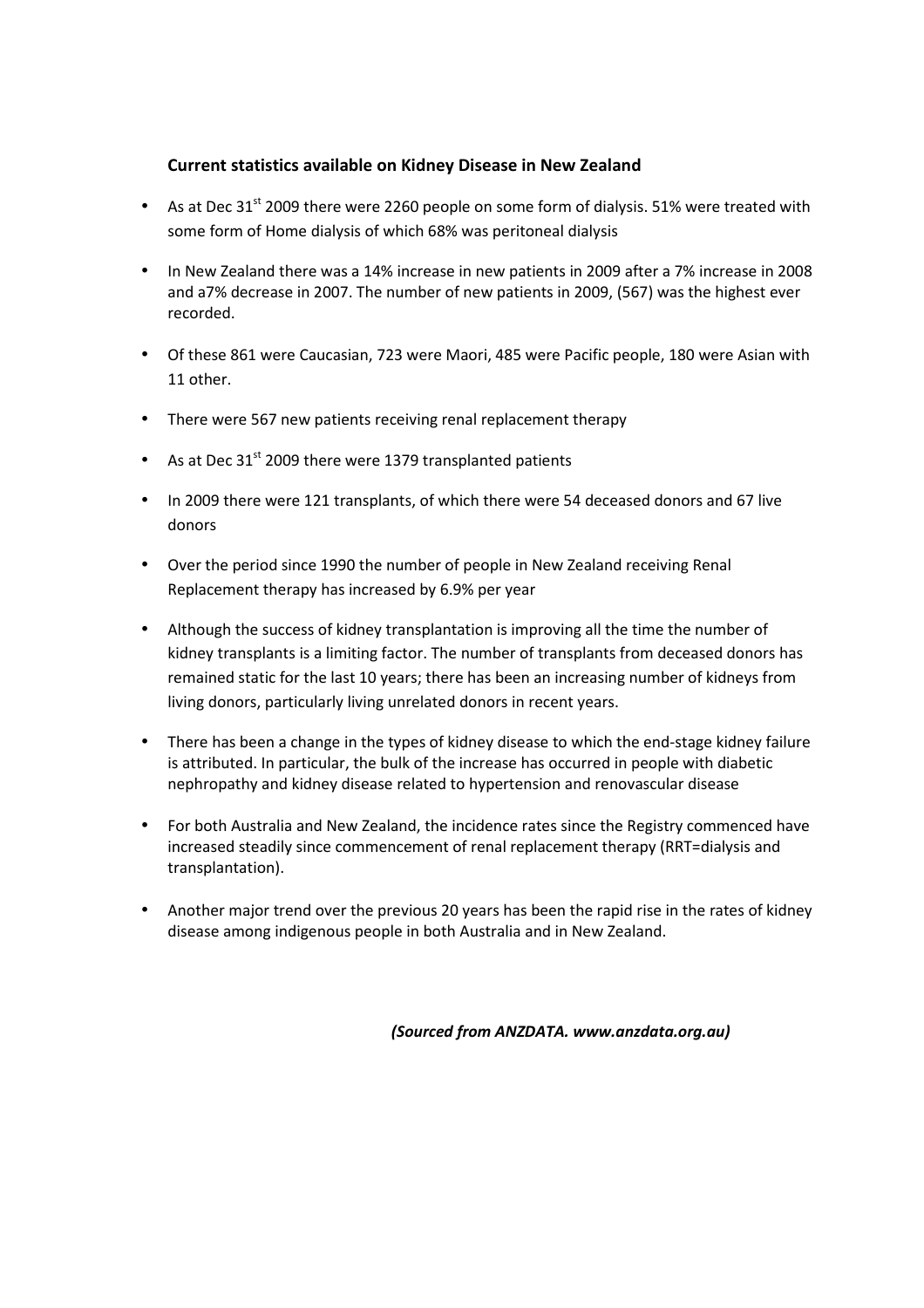**Current statistics available on Kidney Disease in New Zealand**

- As at Dec 31st 2009 there were 2260 people on some form of dialysis. 51% were treated with some form of Home dialysis of which 68% was peritoneal dialysis
- In New Zealand there was a 14% increase in new patients in 2009 after a 7% increase in 2008 and a7% decrease in 2007. The number of new patients in 2009, (567) was the highest ever recorded.
- Of these 861 were Caucasian, 723 were Maori, 485 were Pacific people, 180 were Asian with 11 other.
- There were 567 new patients receiving renal replacement therapy
- As at Dec 31st 2009 there were 1379 transplanted patients
- In 2009 there were 121 transplants, of which there were 54 deceased donors and 67 live donors
- Over the period since 1990 the number of people in New Zealand receiving Renal Replacement therapy has increased by 6.9% per year
- Although the success of kidney transplantation is improving all the time the number of kidney transplants is a limiting factor. The number of transplants from deceased donors has remained static for the last 10 years; there has been an increasing number of kidneys from living donors, particularly living unrelated donors in recent years.
- There has been a change in the types of kidney disease to which the end-stage kidney failure is attributed. In particular, the bulk of the increase has occurred in people with diabetic nephropathy and kidney disease related to hypertension and renovascular disease
- For both Australia and New Zealand, the incidence rates since the Registry commenced have increased steadily since commencement of renal replacement therapy (RRT=dialysis and transplantation).
- Another major trend over the previous 20 years has been the rapid rise in the rates of kidney disease among indigenous people in both Australia and in New Zealand.

*(Sourced from ANZDATA. www.anzdata.org.au)*